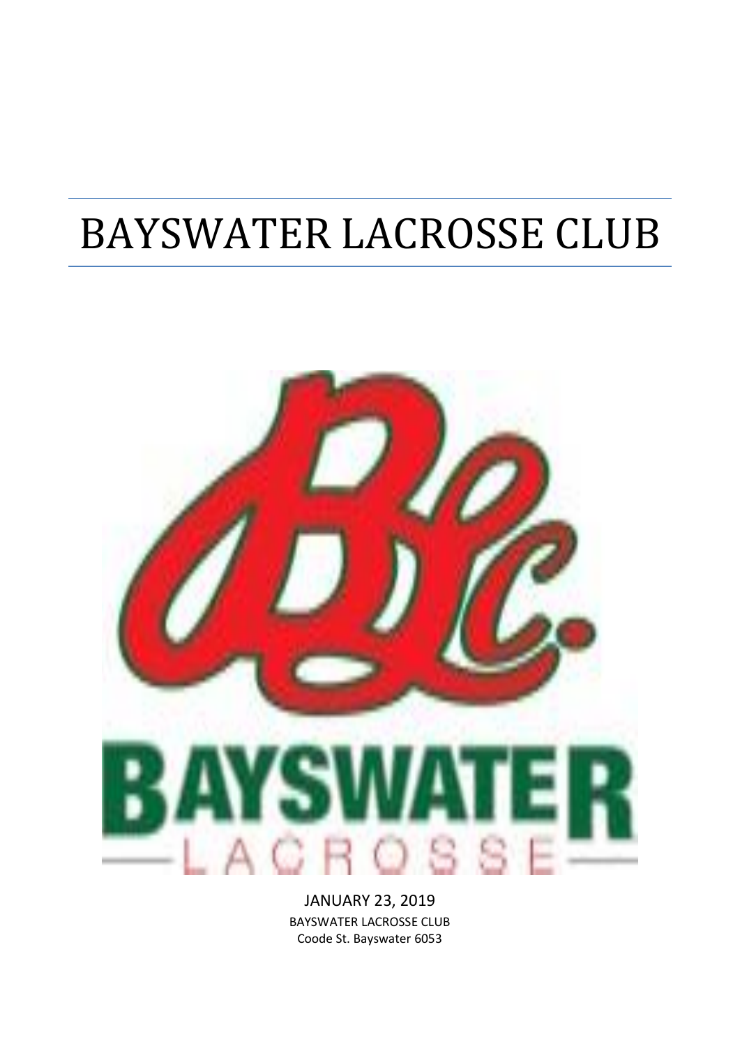# BAYSWATER LACROSSE CLUB

JANUARY 23, 2019

BAYSWATER LACROSSE CLUB

Coode St. Bayswater 6053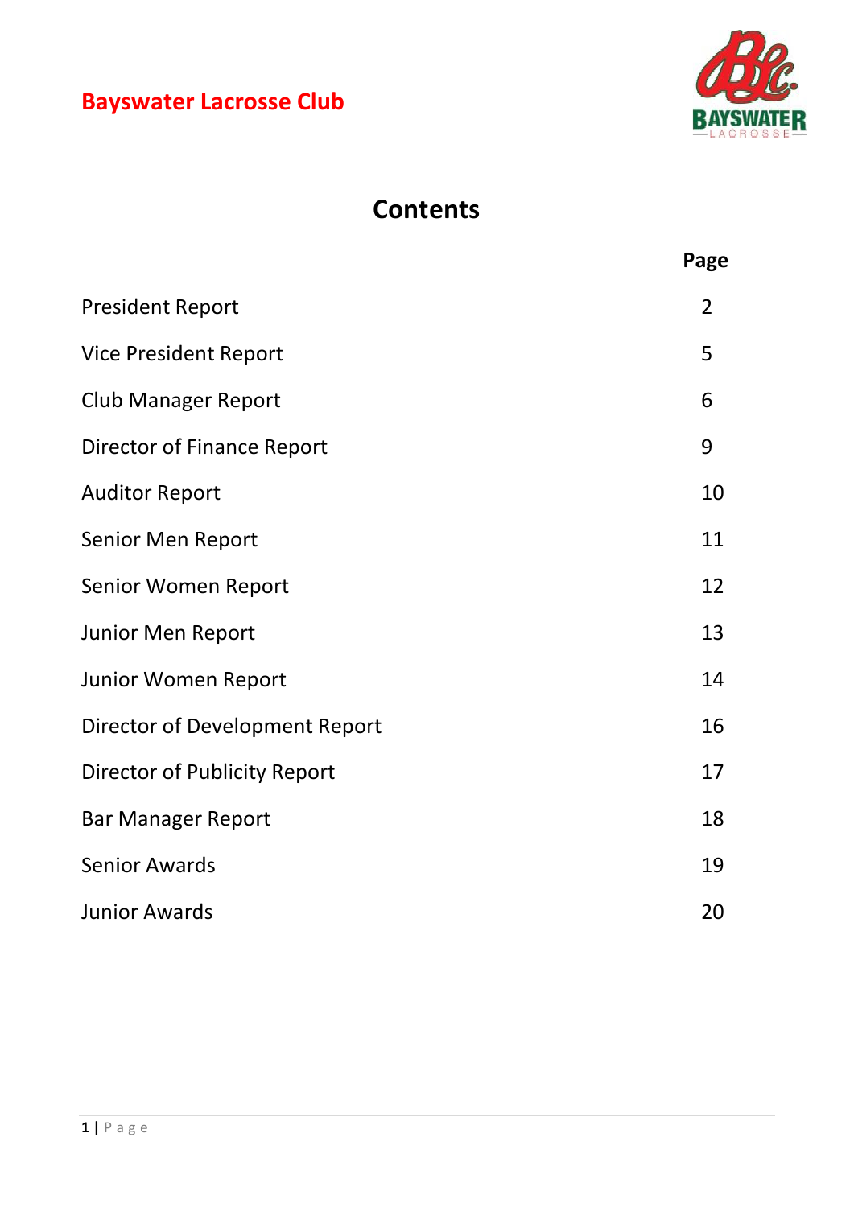**Bayswater Lacrosse Club**

# Contents

| | Page |
|---|---|
| President Report | 2 |
| Vice President Report | 5 |
| Club Manager Report | 6 |
| Director of Finance Report | 9 |
| Auditor Report | 10 |
| Senior Men Report | 11 |
| Senior Women Report | 12 |
| Junior Men Report | 13 |
| Junior Women Report | 14 |
| Director of Development Report | 16 |
| Director of Publicity Report | 17 |
| Bar Manager Report | 18 |
| Senior Awards | 19 |
| Junior Awards | 20 |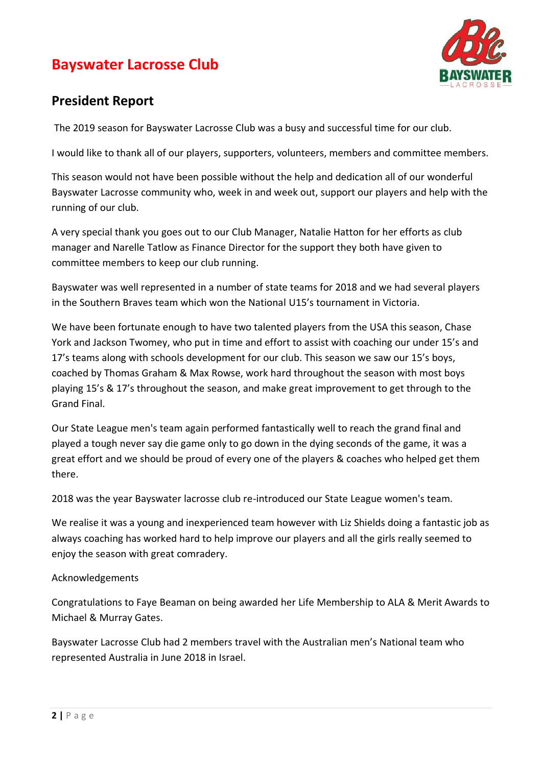# Bayswater Lacrosse Club

## President Report

The 2019 season for Bayswater Lacrosse Club was a busy and successful time for our club.

I would like to thank all of our players, supporters, volunteers, members and committee members.

This season would not have been possible without the help and dedication all of our wonderful Bayswater Lacrosse community who, week in and week out, support our players and help with the running of our club.

A very special thank you goes out to our Club Manager, Natalie Hatton for her efforts as club manager and Narelle Tatlow as Finance Director for the support they both have given to committee members to keep our club running.

Bayswater was well represented in a number of state teams for 2018 and we had several players in the Southern Braves team which won the National U15's tournament in Victoria.

We have been fortunate enough to have two talented players from the USA this season, Chase York and Jackson Twomey, who put in time and effort to assist with coaching our under 15's and 17's teams along with schools development for our club. This season we saw our 15's boys, coached by Thomas Graham & Max Rowse, work hard throughout the season with most boys playing 15's & 17's throughout the season, and make great improvement to get through to the Grand Final.

Our State League men's team again performed fantastically well to reach the grand final and played a tough never say die game only to go down in the dying seconds of the game, it was a great effort and we should be proud of every one of the players & coaches who helped get them there.

2018 was the year Bayswater lacrosse club re-introduced our State League women's team.

We realise it was a young and inexperienced team however with Liz Shields doing a fantastic job as always coaching has worked hard to help improve our players and all the girls really seemed to enjoy the season with great comradery.

Acknowledgements

Congratulations to Faye Beaman on being awarded her Life Membership to ALA & Merit Awards to Michael & Murray Gates.

Bayswater Lacrosse Club had 2 members travel with the Australian men's National team who represented Australia in June 2018 in Israel.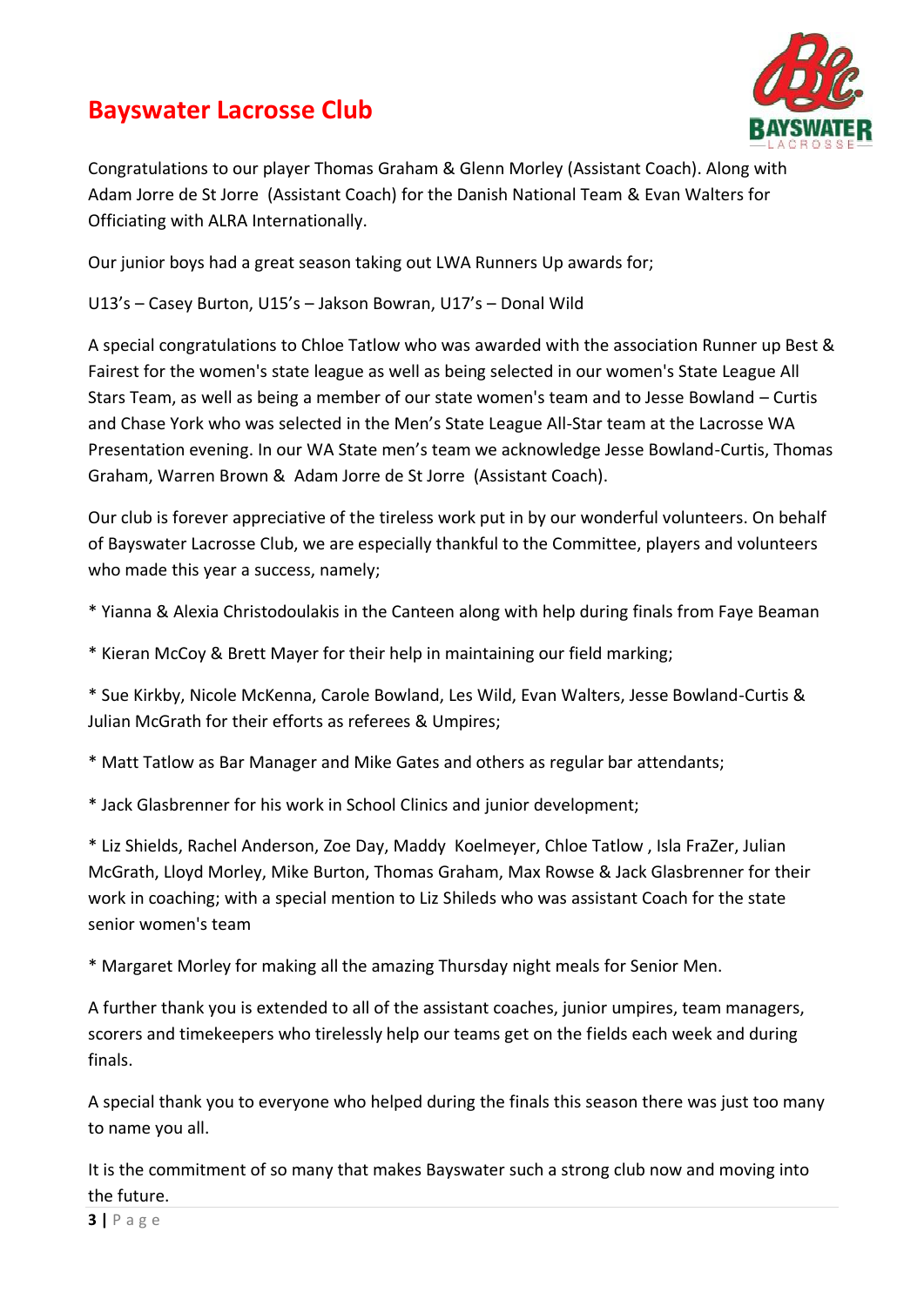# Bayswater Lacrosse Club

Congratulations to our player Thomas Graham & Glenn Morley (Assistant Coach). Along with Adam Jorre de St Jorre (Assistant Coach) for the Danish National Team & Evan Walters for Officiating with ALRA Internationally.

Our junior boys had a great season taking out LWA Runners Up awards for;

U13's – Casey Burton, U15's – Jakson Bowran, U17's – Donal Wild

A special congratulations to Chloe Tatlow who was awarded with the association Runner up Best & Fairest for the women's state league as well as being selected in our women's State League All Stars Team, as well as being a member of our state women's team and to Jesse Bowland – Curtis and Chase York who was selected in the Men's State League All-Star team at the Lacrosse WA Presentation evening. In our WA State men's team we acknowledge Jesse Bowland-Curtis, Thomas Graham, Warren Brown & Adam Jorre de St Jorre (Assistant Coach).

Our club is forever appreciative of the tireless work put in by our wonderful volunteers. On behalf of Bayswater Lacrosse Club, we are especially thankful to the Committee, players and volunteers who made this year a success, namely;

* Yianna & Alexia Christodoulakis in the Canteen along with help during finals from Faye Beaman

* Kieran McCoy & Brett Mayer for their help in maintaining our field marking;

* Sue Kirkby, Nicole McKenna, Carole Bowland, Les Wild, Evan Walters, Jesse Bowland-Curtis & Julian McGrath for their efforts as referees & Umpires;

* Matt Tatlow as Bar Manager and Mike Gates and others as regular bar attendants;

* Jack Glasbrenner for his work in School Clinics and junior development;

* Liz Shields, Rachel Anderson, Zoe Day, Maddy Koelmeyer, Chloe Tatlow , Isla FraZer, Julian McGrath, Lloyd Morley, Mike Burton, Thomas Graham, Max Rowse & Jack Glasbrenner for their work in coaching; with a special mention to Liz Shileds who was assistant Coach for the state senior women's team

* Margaret Morley for making all the amazing Thursday night meals for Senior Men.

A further thank you is extended to all of the assistant coaches, junior umpires, team managers, scorers and timekeepers who tirelessly help our teams get on the fields each week and during finals.

A special thank you to everyone who helped during the finals this season there was just too many to name you all.

It is the commitment of so many that makes Bayswater such a strong club now and moving into the future.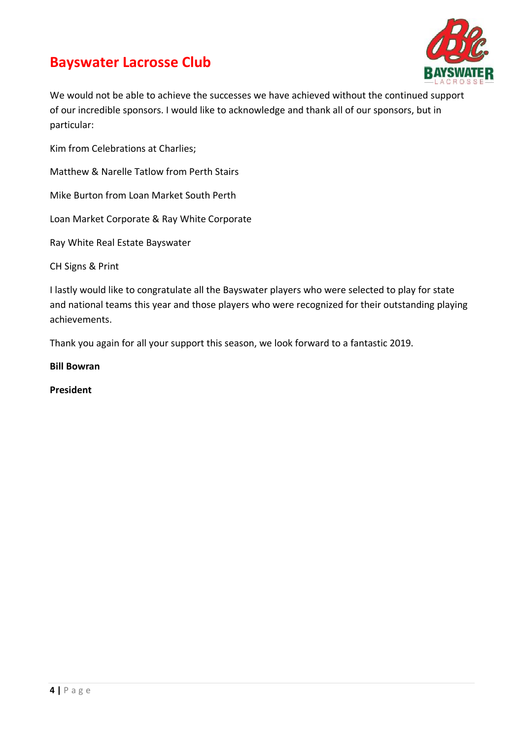# Bayswater Lacrosse Club

We would not be able to achieve the successes we have achieved without the continued support of our incredible sponsors. I would like to acknowledge and thank all of our sponsors, but in particular:

Kim from Celebrations at Charlies;

Matthew & Narelle Tatlow from Perth Stairs

Mike Burton from Loan Market South Perth

Loan Market Corporate & Ray White Corporate

Ray White Real Estate Bayswater

CH Signs & Print

I lastly would like to congratulate all the Bayswater players who were selected to play for state and national teams this year and those players who were recognized for their outstanding playing achievements.

Thank you again for all your support this season, we look forward to a fantastic 2019.

**Bill Bowran**

**President**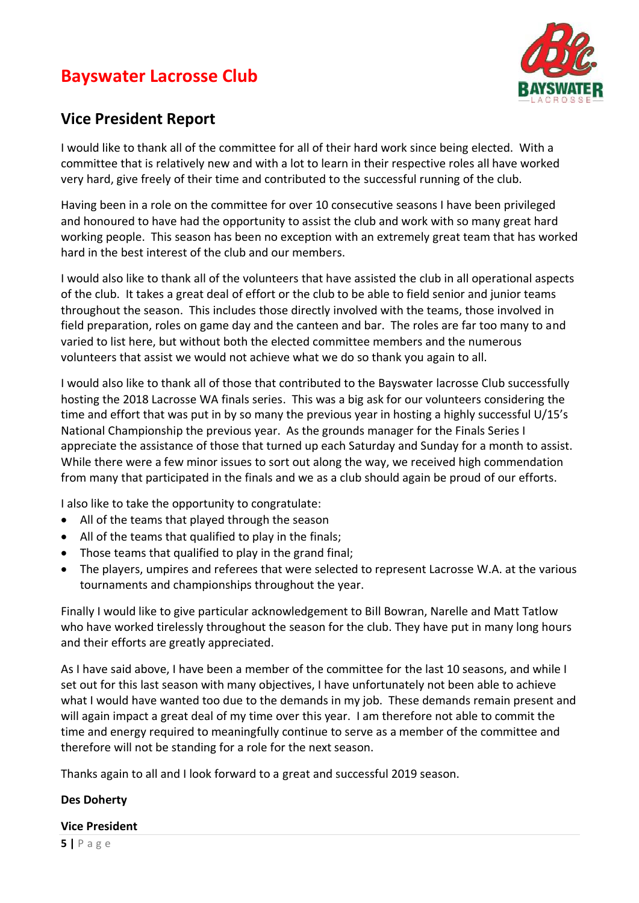# Bayswater Lacrosse Club

## Vice President Report

I would like to thank all of the committee for all of their hard work since being elected. With a committee that is relatively new and with a lot to learn in their respective roles all have worked very hard, give freely of their time and contributed to the successful running of the club.

Having been in a role on the committee for over 10 consecutive seasons I have been privileged and honoured to have had the opportunity to assist the club and work with so many great hard working people. This season has been no exception with an extremely great team that has worked hard in the best interest of the club and our members.

I would also like to thank all of the volunteers that have assisted the club in all operational aspects of the club. It takes a great deal of effort or the club to be able to field senior and junior teams throughout the season. This includes those directly involved with the teams, those involved in field preparation, roles on game day and the canteen and bar. The roles are far too many to and varied to list here, but without both the elected committee members and the numerous volunteers that assist we would not achieve what we do so thank you again to all.

I would also like to thank all of those that contributed to the Bayswater lacrosse Club successfully hosting the 2018 Lacrosse WA finals series. This was a big ask for our volunteers considering the time and effort that was put in by so many the previous year in hosting a highly successful U/15's National Championship the previous year. As the grounds manager for the Finals Series I appreciate the assistance of those that turned up each Saturday and Sunday for a month to assist. While there were a few minor issues to sort out along the way, we received high commendation from many that participated in the finals and we as a club should again be proud of our efforts.

I also like to take the opportunity to congratulate:

- All of the teams that played through the season
- All of the teams that qualified to play in the finals;
- Those teams that qualified to play in the grand final;
- The players, umpires and referees that were selected to represent Lacrosse W.A. at the various tournaments and championships throughout the year.

Finally I would like to give particular acknowledgement to Bill Bowran, Narelle and Matt Tatlow who have worked tirelessly throughout the season for the club. They have put in many long hours and their efforts are greatly appreciated.

As I have said above, I have been a member of the committee for the last 10 seasons, and while I set out for this last season with many objectives, I have unfortunately not been able to achieve what I would have wanted too due to the demands in my job. These demands remain present and will again impact a great deal of my time over this year. I am therefore not able to commit the time and energy required to meaningfully continue to serve as a member of the committee and therefore will not be standing for a role for the next season.

Thanks again to all and I look forward to a great and successful 2019 season.

**Des Doherty**

**Vice President**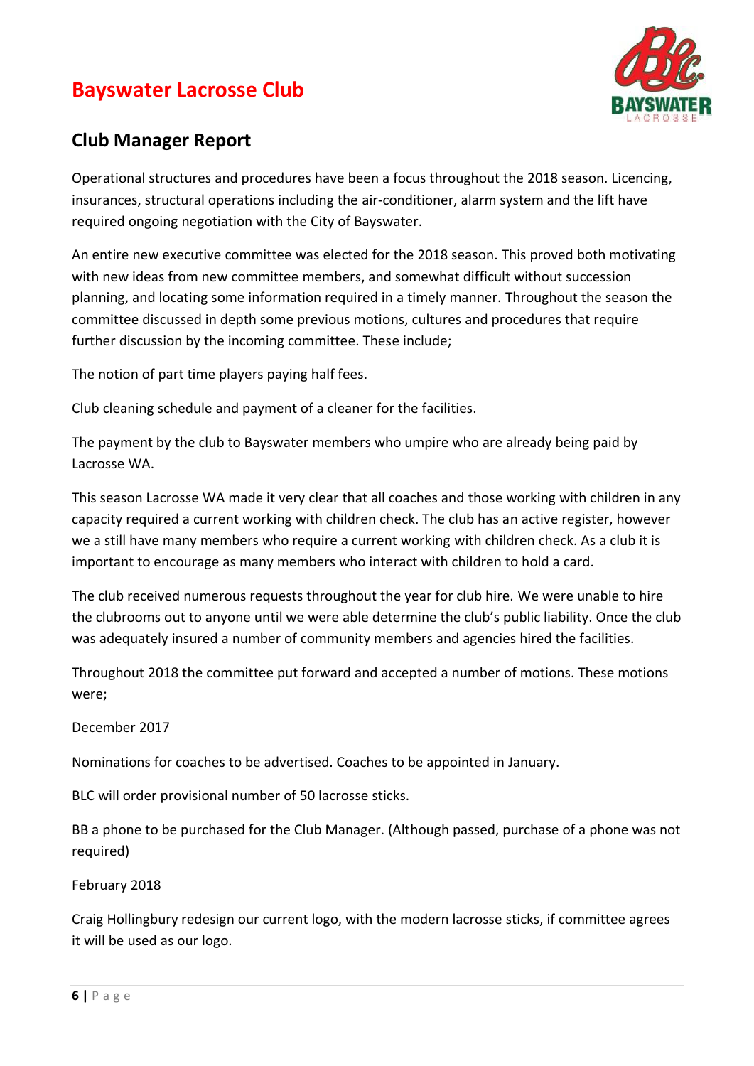# Bayswater Lacrosse Club

## Club Manager Report

Operational structures and procedures have been a focus throughout the 2018 season. Licencing, insurances, structural operations including the air-conditioner, alarm system and the lift have required ongoing negotiation with the City of Bayswater.

An entire new executive committee was elected for the 2018 season. This proved both motivating with new ideas from new committee members, and somewhat difficult without succession planning, and locating some information required in a timely manner. Throughout the season the committee discussed in depth some previous motions, cultures and procedures that require further discussion by the incoming committee. These include;

The notion of part time players paying half fees.

Club cleaning schedule and payment of a cleaner for the facilities.

The payment by the club to Bayswater members who umpire who are already being paid by Lacrosse WA.

This season Lacrosse WA made it very clear that all coaches and those working with children in any capacity required a current working with children check. The club has an active register, however we a still have many members who require a current working with children check. As a club it is important to encourage as many members who interact with children to hold a card.

The club received numerous requests throughout the year for club hire. We were unable to hire the clubrooms out to anyone until we were able determine the club's public liability. Once the club was adequately insured a number of community members and agencies hired the facilities.

Throughout 2018 the committee put forward and accepted a number of motions. These motions were;

December 2017

Nominations for coaches to be advertised. Coaches to be appointed in January.

BLC will order provisional number of 50 lacrosse sticks.

BB a phone to be purchased for the Club Manager. (Although passed, purchase of a phone was not required)

February 2018

Craig Hollingbury redesign our current logo, with the modern lacrosse sticks, if committee agrees it will be used as our logo.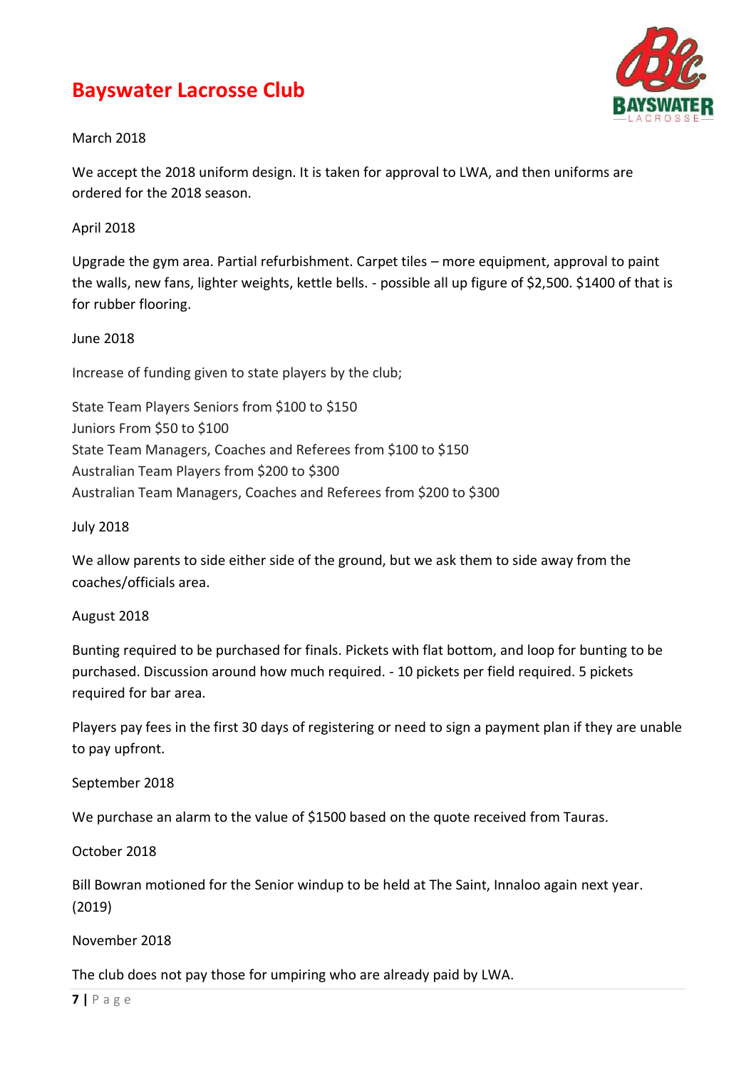# Bayswater Lacrosse Club

March 2018

We accept the 2018 uniform design. It is taken for approval to LWA, and then uniforms are ordered for the 2018 season.

April 2018

Upgrade the gym area. Partial refurbishment. Carpet tiles – more equipment, approval to paint the walls, new fans, lighter weights, kettle bells. - possible all up figure of $2,500. $1400 of that is for rubber flooring.

June 2018

Increase of funding given to state players by the club;

State Team Players Seniors from $100 to $150
Juniors From $50 to $100
State Team Managers, Coaches and Referees from $100 to $150
Australian Team Players from $200 to $300
Australian Team Managers, Coaches and Referees from $200 to $300

July 2018

We allow parents to side either side of the ground, but we ask them to side away from the coaches/officials area.

August 2018

Bunting required to be purchased for finals. Pickets with flat bottom, and loop for bunting to be purchased. Discussion around how much required. - 10 pickets per field required. 5 pickets required for bar area.

Players pay fees in the first 30 days of registering or need to sign a payment plan if they are unable to pay upfront.

September 2018

We purchase an alarm to the value of $1500 based on the quote received from Tauras.

October 2018

Bill Bowran motioned for the Senior windup to be held at The Saint, Innaloo again next year. (2019)

November 2018

The club does not pay those for umpiring who are already paid by LWA.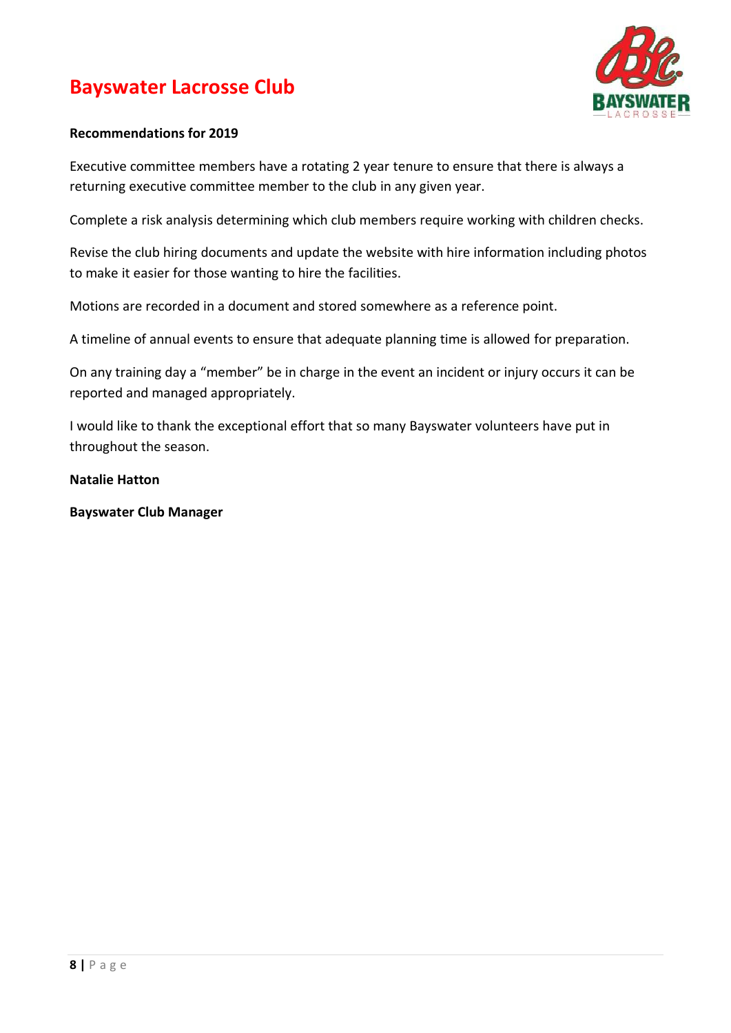# Bayswater Lacrosse Club

**Recommendations for 2019**

Executive committee members have a rotating 2 year tenure to ensure that there is always a returning executive committee member to the club in any given year.

Complete a risk analysis determining which club members require working with children checks.

Revise the club hiring documents and update the website with hire information including photos to make it easier for those wanting to hire the facilities.

Motions are recorded in a document and stored somewhere as a reference point.

A timeline of annual events to ensure that adequate planning time is allowed for preparation.

On any training day a "member" be in charge in the event an incident or injury occurs it can be reported and managed appropriately.

I would like to thank the exceptional effort that so many Bayswater volunteers have put in throughout the season.

**Natalie Hatton**

**Bayswater Club Manager**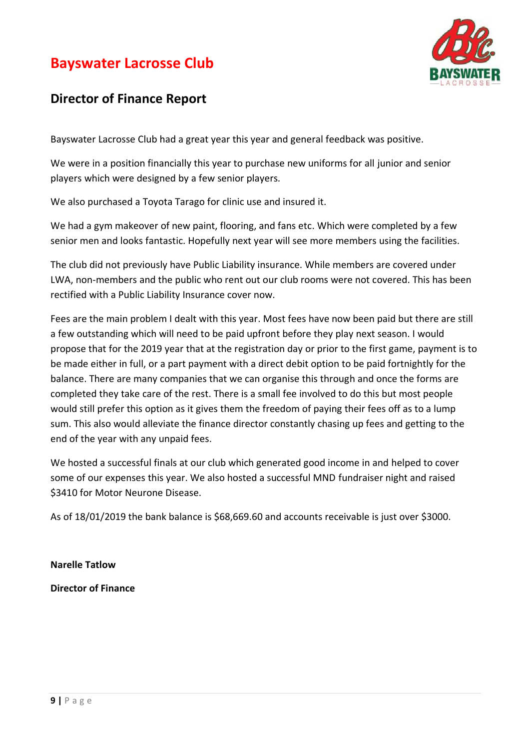# Bayswater Lacrosse Club

## Director of Finance Report

Bayswater Lacrosse Club had a great year this year and general feedback was positive.

We were in a position financially this year to purchase new uniforms for all junior and senior players which were designed by a few senior players.

We also purchased a Toyota Tarago for clinic use and insured it.

We had a gym makeover of new paint, flooring, and fans etc. Which were completed by a few senior men and looks fantastic. Hopefully next year will see more members using the facilities.

The club did not previously have Public Liability insurance. While members are covered under LWA, non-members and the public who rent out our club rooms were not covered. This has been rectified with a Public Liability Insurance cover now.

Fees are the main problem I dealt with this year. Most fees have now been paid but there are still a few outstanding which will need to be paid upfront before they play next season. I would propose that for the 2019 year that at the registration day or prior to the first game, payment is to be made either in full, or a part payment with a direct debit option to be paid fortnightly for the balance. There are many companies that we can organise this through and once the forms are completed they take care of the rest. There is a small fee involved to do this but most people would still prefer this option as it gives them the freedom of paying their fees off as to a lump sum. This also would alleviate the finance director constantly chasing up fees and getting to the end of the year with any unpaid fees.

We hosted a successful finals at our club which generated good income in and helped to cover some of our expenses this year. We also hosted a successful MND fundraiser night and raised $3410 for Motor Neurone Disease.

As of 18/01/2019 the bank balance is $68,669.60 and accounts receivable is just over $3000.

**Narelle Tatlow**

**Director of Finance**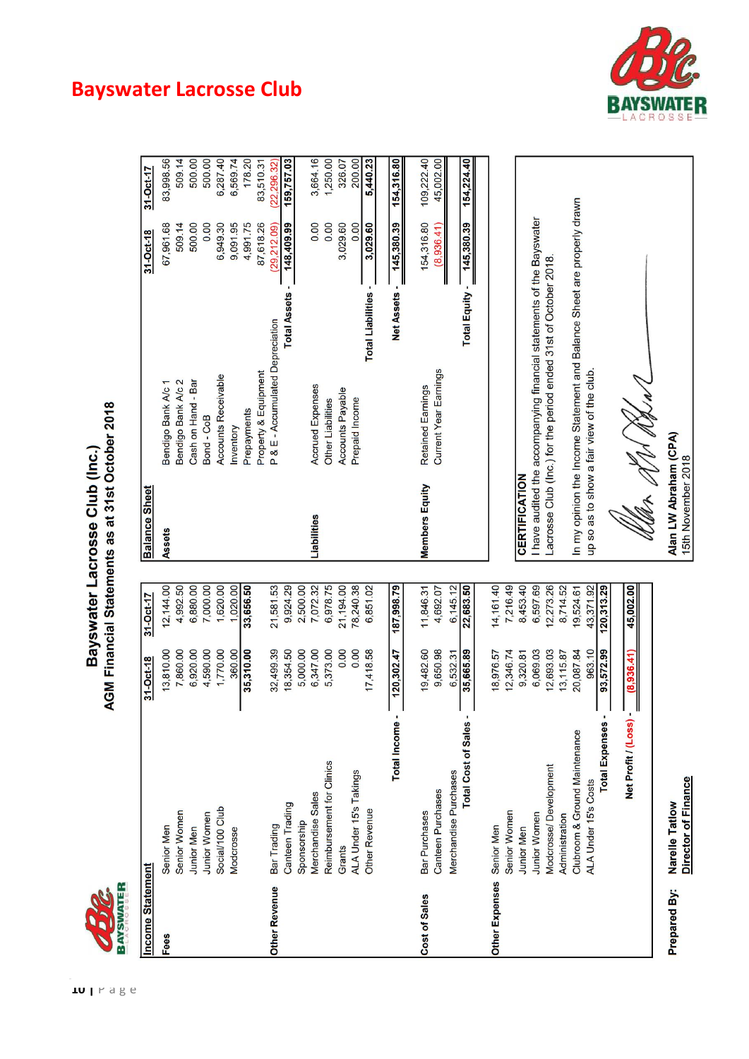# Bayswater Lacrosse Club

## Bayswater Lacrosse Club (Inc.)
### AGM Financial Statements as at 31st October 2018

**Income Statement**

| | | 31-Oct-18 | 31-Oct-17 |
|---|---|---|---|
| **Fees** | Senior Men | 13,810.00 | 12,144.00 |
| | Senior Women | 7,860.00 | 4,992.50 |
| | Junior Men | 6,920.00 | 6,880.00 |
| | Junior Women | 4,590.00 | 7,000.00 |
| | Social/100 Club | 1,770.00 | 1,620.00 |
| | Modcrosse | 360.00 | 1,020.00 |
| | | **35,310.00** | **33,656.50** |
| **Other Revenue** | Bar Trading | 32,499.39 | 21,581.53 |
| | Canteen Trading | 18,354.50 | 9,924.29 |
| | Sponsorship | 5,000.00 | 2,500.00 |
| | Merchandise Sales | 6,347.00 | 7,072.32 |
| | Reimbursement for Clinics | 5,373.00 | 6,978.75 |
| | Grants | 0.00 | 21,194.00 |
| | ALA Under 15's Takings | 0.00 | 78,240.38 |
| | Other Revenue | 17,418.58 | 6,851.02 |
| | **Total Income -** | **120,302.47** | **187,998.79** |
| **Cost of Sales** | Bar Purchases | 19,482.60 | 11,846.31 |
| | Canteen Purchases | 9,650.98 | 4,692.07 |
| | Merchandise Purchases | 6,532.31 | 6,145.12 |
| | **Total Cost of Sales -** | **35,665.89** | **22,683.50** |
| **Other Expenses** | Senior Men | 18,976.57 | 14,161.40 |
| | Senior Women | 12,346.74 | 7,216.49 |
| | Junior Men | 9,320.81 | 8,453.40 |
| | Junior Women | 6,069.03 | 6,597.69 |
| | Modcrosse/ Development | 12,693.03 | 12,273.26 |
| | Administration | 13,115.87 | 8,714.52 |
| | Clubroom & Ground Maintenance | 20,087.84 | 19,524.61 |
| | ALA Under 15's Costs | 963.10 | 43,371.92 |
| | **Total Expenses -** | **93,572.99** | **120,313.29** |
| | **Net Profit / (Loss) -** | **(8,936.41)** | **45,002.00** |

**Balance Sheet**

| | | 31-Oct-18 | 31-Oct-17 |
|---|---|---|---|
| **Assets** | Bendigo Bank A/c 1 | 67,961.68 | 83,998.56 |
| | Bendigo Bank A/c 2 | 509.14 | 509.14 |
| | Cash on Hand - Bar | 500.00 | 500.00 |
| | Bond - CoB | 0.00 | 500.00 |
| | Accounts Receivable | 6,949.30 | 6,287.40 |
| | Inventory | 9,091.95 | 6,569.74 |
| | Prepayments | 4,991.75 | 178.20 |
| | Property & Equipment | 87,618.26 | 83,510.31 |
| | P & E - Accumulated Depreciation | (29,212.09) | (22,296.32) |
| | **Total Assets -** | **148,409.99** | **159,757.03** |
| **Liabilities** | Accrued Expenses | 0.00 | 3,664.16 |
| | Other Liabilities | 0.00 | 1,250.00 |
| | Accounts Payable | 3,029.60 | 326.07 |
| | Prepaid Income | 0.00 | 200.00 |
| | **Total Liabilities -** | **3,029.60** | **5,440.23** |
| | **Net Assets -** | **145,380.39** | **154,316.80** |
| **Members Equity** | Retained Earnings | 154,316.80 | 109,222.40 |
| | Current Year Earnings | (8,936.41) | 45,002.00 |
| | **Total Equity -** | **145,380.39** | **154,224.40** |

**CERTIFICATION**

I have audited the accompanying financial statements of the Bayswater Lacrosse Club (Inc.) for the period ended 31st of October 2018.

In my opinion the Income Statement and Balance Sheet are properly drawn up so as to show a fair view of the club.

**Alan LW Abraham (CPA)**
15th November 2018

**Prepared By:** **Narelle Tatlow**
**Director of Finance**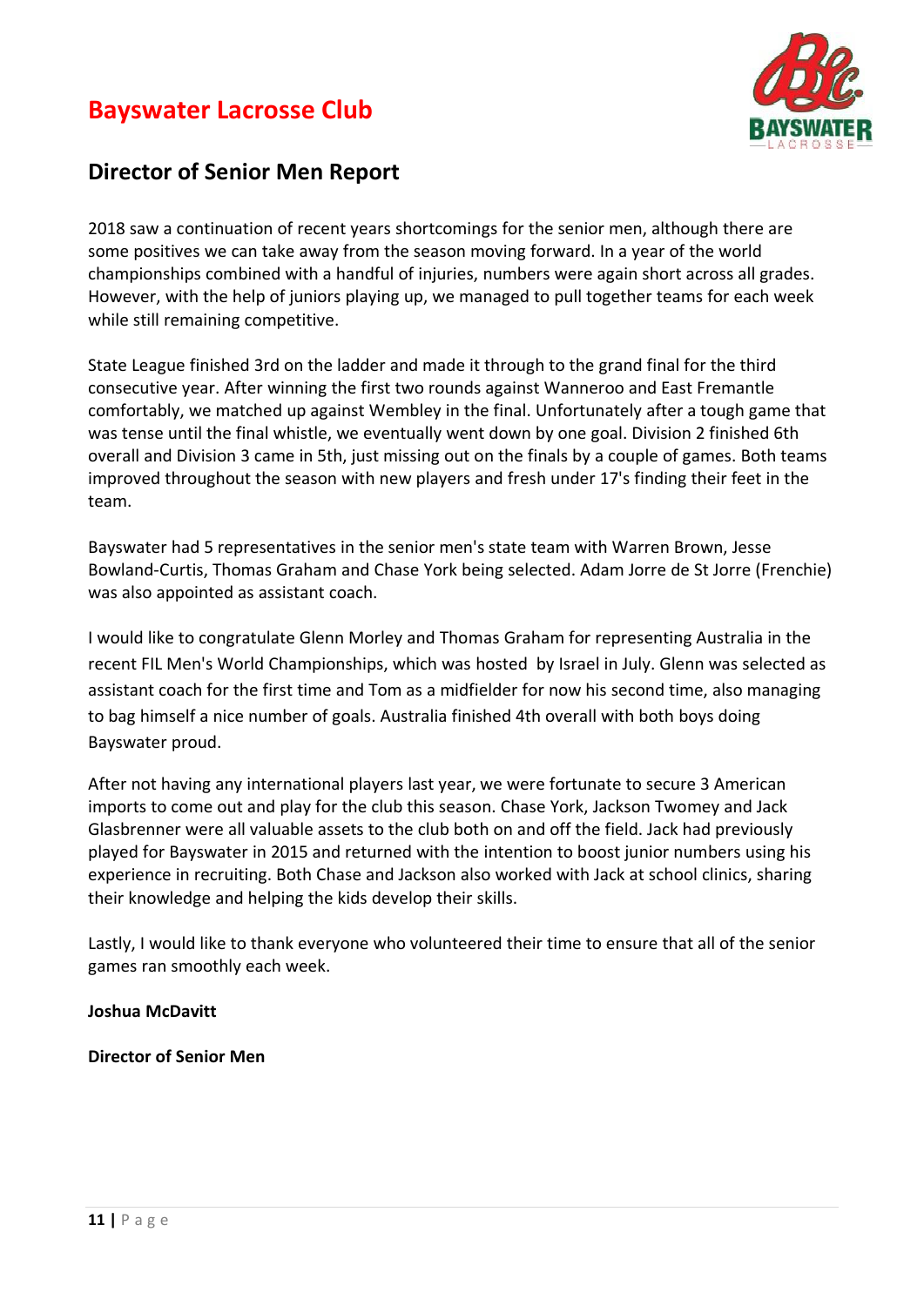# Bayswater Lacrosse Club

## Director of Senior Men Report

2018 saw a continuation of recent years shortcomings for the senior men, although there are some positives we can take away from the season moving forward. In a year of the world championships combined with a handful of injuries, numbers were again short across all grades. However, with the help of juniors playing up, we managed to pull together teams for each week while still remaining competitive.

State League finished 3rd on the ladder and made it through to the grand final for the third consecutive year. After winning the first two rounds against Wanneroo and East Fremantle comfortably, we matched up against Wembley in the final. Unfortunately after a tough game that was tense until the final whistle, we eventually went down by one goal. Division 2 finished 6th overall and Division 3 came in 5th, just missing out on the finals by a couple of games. Both teams improved throughout the season with new players and fresh under 17's finding their feet in the team.

Bayswater had 5 representatives in the senior men's state team with Warren Brown, Jesse Bowland-Curtis, Thomas Graham and Chase York being selected. Adam Jorre de St Jorre (Frenchie) was also appointed as assistant coach.

I would like to congratulate Glenn Morley and Thomas Graham for representing Australia in the recent FIL Men's World Championships, which was hosted by Israel in July. Glenn was selected as assistant coach for the first time and Tom as a midfielder for now his second time, also managing to bag himself a nice number of goals. Australia finished 4th overall with both boys doing Bayswater proud.

After not having any international players last year, we were fortunate to secure 3 American imports to come out and play for the club this season. Chase York, Jackson Twomey and Jack Glasbrenner were all valuable assets to the club both on and off the field. Jack had previously played for Bayswater in 2015 and returned with the intention to boost junior numbers using his experience in recruiting. Both Chase and Jackson also worked with Jack at school clinics, sharing their knowledge and helping the kids develop their skills.

Lastly, I would like to thank everyone who volunteered their time to ensure that all of the senior games ran smoothly each week.

**Joshua McDavitt**

**Director of Senior Men**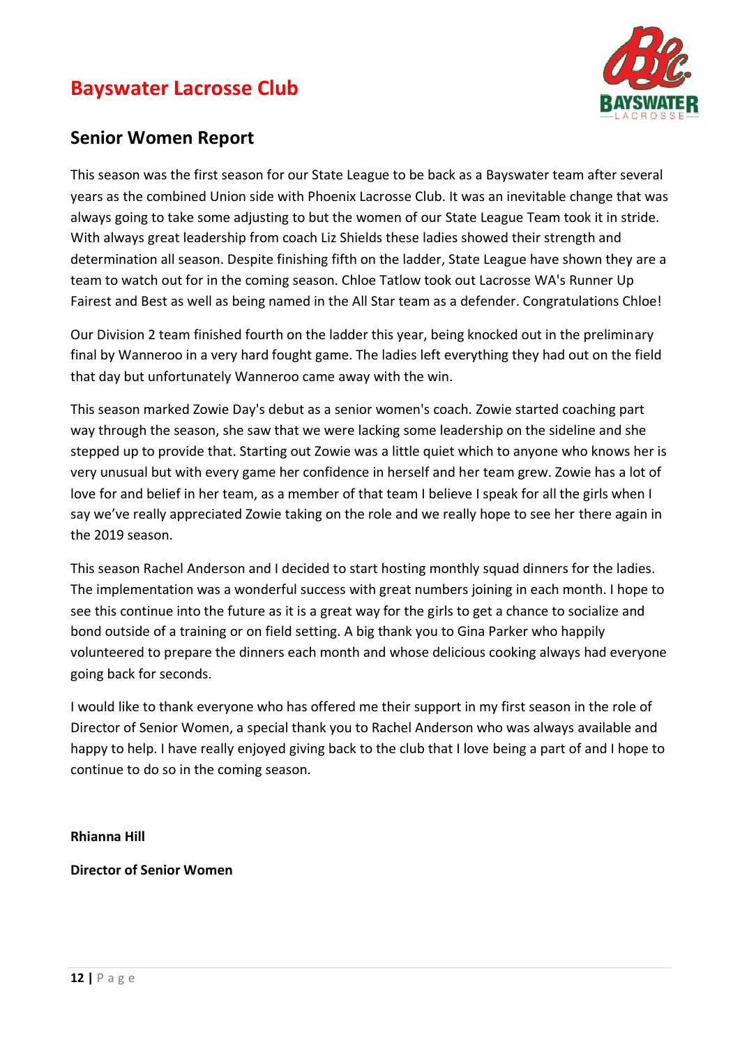# Bayswater Lacrosse Club

## Senior Women Report

This season was the first season for our State League to be back as a Bayswater team after several years as the combined Union side with Phoenix Lacrosse Club. It was an inevitable change that was always going to take some adjusting to but the women of our State League Team took it in stride. With always great leadership from coach Liz Shields these ladies showed their strength and determination all season. Despite finishing fifth on the ladder, State League have shown they are a team to watch out for in the coming season. Chloe Tatlow took out Lacrosse WA's Runner Up Fairest and Best as well as being named in the All Star team as a defender. Congratulations Chloe!

Our Division 2 team finished fourth on the ladder this year, being knocked out in the preliminary final by Wanneroo in a very hard fought game. The ladies left everything they had out on the field that day but unfortunately Wanneroo came away with the win.

This season marked Zowie Day's debut as a senior women's coach. Zowie started coaching part way through the season, she saw that we were lacking some leadership on the sideline and she stepped up to provide that. Starting out Zowie was a little quiet which to anyone who knows her is very unusual but with every game her confidence in herself and her team grew. Zowie has a lot of love for and belief in her team, as a member of that team I believe I speak for all the girls when I say we've really appreciated Zowie taking on the role and we really hope to see her there again in the 2019 season.

This season Rachel Anderson and I decided to start hosting monthly squad dinners for the ladies. The implementation was a wonderful success with great numbers joining in each month. I hope to see this continue into the future as it is a great way for the girls to get a chance to socialize and bond outside of a training or on field setting. A big thank you to Gina Parker who happily volunteered to prepare the dinners each month and whose delicious cooking always had everyone going back for seconds.

I would like to thank everyone who has offered me their support in my first season in the role of Director of Senior Women, a special thank you to Rachel Anderson who was always available and happy to help. I have really enjoyed giving back to the club that I love being a part of and I hope to continue to do so in the coming season.

**Rhianna Hill**

**Director of Senior Women**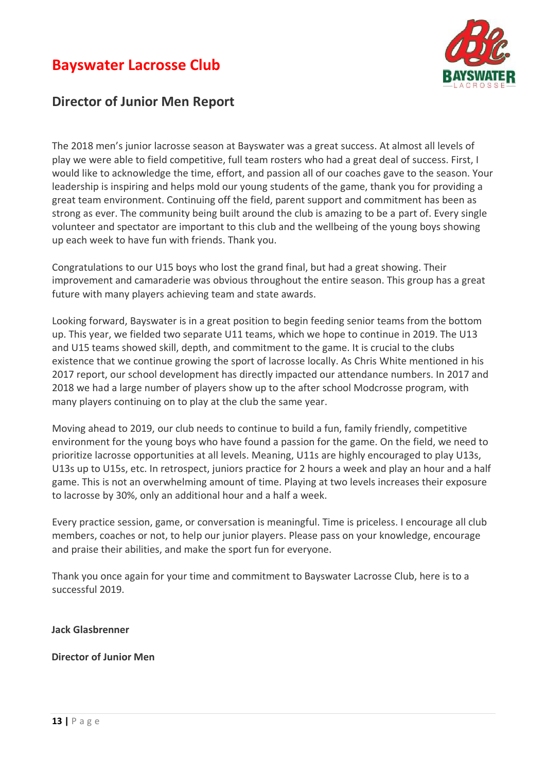# Bayswater Lacrosse Club

## Director of Junior Men Report

The 2018 men's junior lacrosse season at Bayswater was a great success. At almost all levels of play we were able to field competitive, full team rosters who had a great deal of success. First, I would like to acknowledge the time, effort, and passion all of our coaches gave to the season. Your leadership is inspiring and helps mold our young students of the game, thank you for providing a great team environment. Continuing off the field, parent support and commitment has been as strong as ever. The community being built around the club is amazing to be a part of. Every single volunteer and spectator are important to this club and the wellbeing of the young boys showing up each week to have fun with friends. Thank you.

Congratulations to our U15 boys who lost the grand final, but had a great showing. Their improvement and camaraderie was obvious throughout the entire season. This group has a great future with many players achieving team and state awards.

Looking forward, Bayswater is in a great position to begin feeding senior teams from the bottom up. This year, we fielded two separate U11 teams, which we hope to continue in 2019. The U13 and U15 teams showed skill, depth, and commitment to the game. It is crucial to the clubs existence that we continue growing the sport of lacrosse locally. As Chris White mentioned in his 2017 report, our school development has directly impacted our attendance numbers. In 2017 and 2018 we had a large number of players show up to the after school Modcrosse program, with many players continuing on to play at the club the same year.

Moving ahead to 2019, our club needs to continue to build a fun, family friendly, competitive environment for the young boys who have found a passion for the game. On the field, we need to prioritize lacrosse opportunities at all levels. Meaning, U11s are highly encouraged to play U13s, U13s up to U15s, etc. In retrospect, juniors practice for 2 hours a week and play an hour and a half game. This is not an overwhelming amount of time. Playing at two levels increases their exposure to lacrosse by 30%, only an additional hour and a half a week.

Every practice session, game, or conversation is meaningful. Time is priceless. I encourage all club members, coaches or not, to help our junior players. Please pass on your knowledge, encourage and praise their abilities, and make the sport fun for everyone.

Thank you once again for your time and commitment to Bayswater Lacrosse Club, here is to a successful 2019.

**Jack Glasbrenner**

**Director of Junior Men**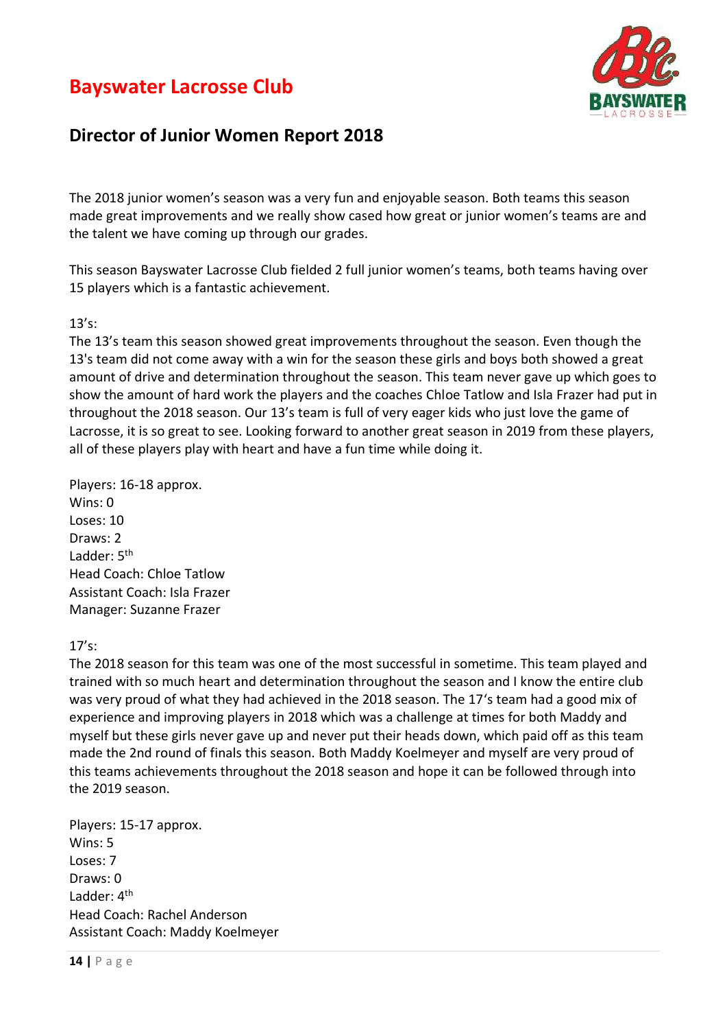# Bayswater Lacrosse Club

## Director of Junior Women Report 2018

The 2018 junior women's season was a very fun and enjoyable season. Both teams this season made great improvements and we really show cased how great or junior women's teams are and the talent we have coming up through our grades.

This season Bayswater Lacrosse Club fielded 2 full junior women's teams, both teams having over 15 players which is a fantastic achievement.

13's:
The 13's team this season showed great improvements throughout the season. Even though the 13's team did not come away with a win for the season these girls and boys both showed a great amount of drive and determination throughout the season. This team never gave up which goes to show the amount of hard work the players and the coaches Chloe Tatlow and Isla Frazer had put in throughout the 2018 season. Our 13's team is full of very eager kids who just love the game of Lacrosse, it is so great to see. Looking forward to another great season in 2019 from these players, all of these players play with heart and have a fun time while doing it.

Players: 16-18 approx.
Wins: 0
Loses: 10
Draws: 2
Ladder: 5th
Head Coach: Chloe Tatlow
Assistant Coach: Isla Frazer
Manager: Suzanne Frazer

17's:
The 2018 season for this team was one of the most successful in sometime. This team played and trained with so much heart and determination throughout the season and I know the entire club was very proud of what they had achieved in the 2018 season. The 17's team had a good mix of experience and improving players in 2018 which was a challenge at times for both Maddy and myself but these girls never gave up and never put their heads down, which paid off as this team made the 2nd round of finals this season. Both Maddy Koelmeyer and myself are very proud of this teams achievements throughout the 2018 season and hope it can be followed through into the 2019 season.

Players: 15-17 approx.
Wins: 5
Loses: 7
Draws: 0
Ladder: 4th
Head Coach: Rachel Anderson
Assistant Coach: Maddy Koelmeyer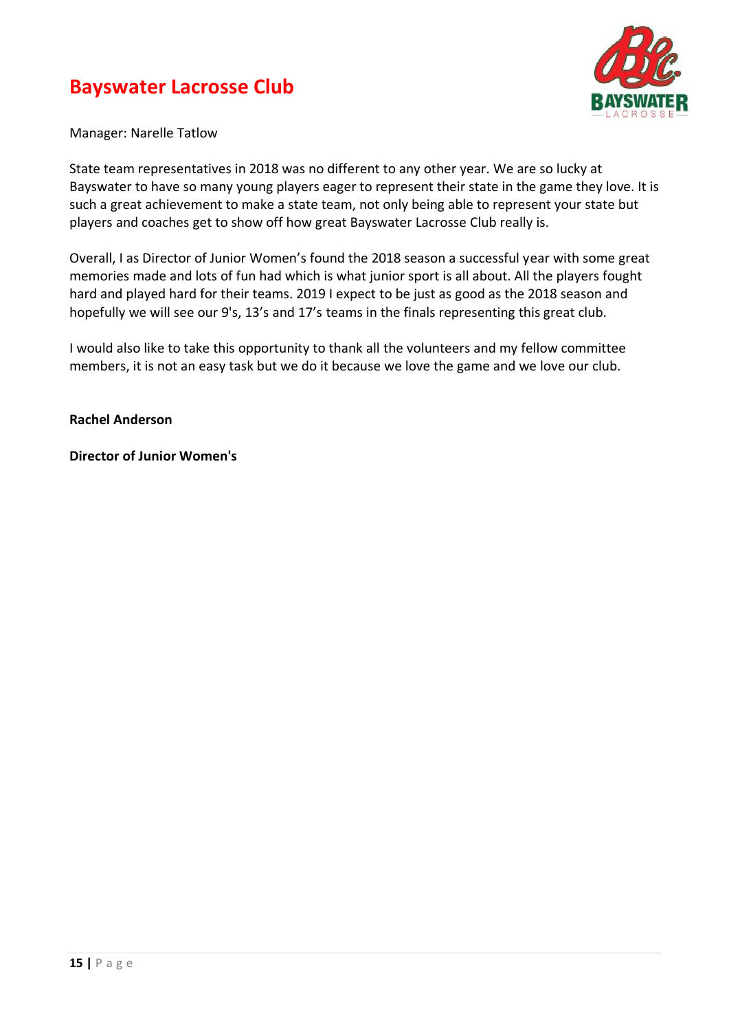# Bayswater Lacrosse Club

Manager: Narelle Tatlow

State team representatives in 2018 was no different to any other year. We are so lucky at Bayswater to have so many young players eager to represent their state in the game they love. It is such a great achievement to make a state team, not only being able to represent your state but players and coaches get to show off how great Bayswater Lacrosse Club really is.

Overall, I as Director of Junior Women's found the 2018 season a successful year with some great memories made and lots of fun had which is what junior sport is all about. All the players fought hard and played hard for their teams. 2019 I expect to be just as good as the 2018 season and hopefully we will see our 9's, 13's and 17's teams in the finals representing this great club.

I would also like to take this opportunity to thank all the volunteers and my fellow committee members, it is not an easy task but we do it because we love the game and we love our club.

**Rachel Anderson**

**Director of Junior Women's**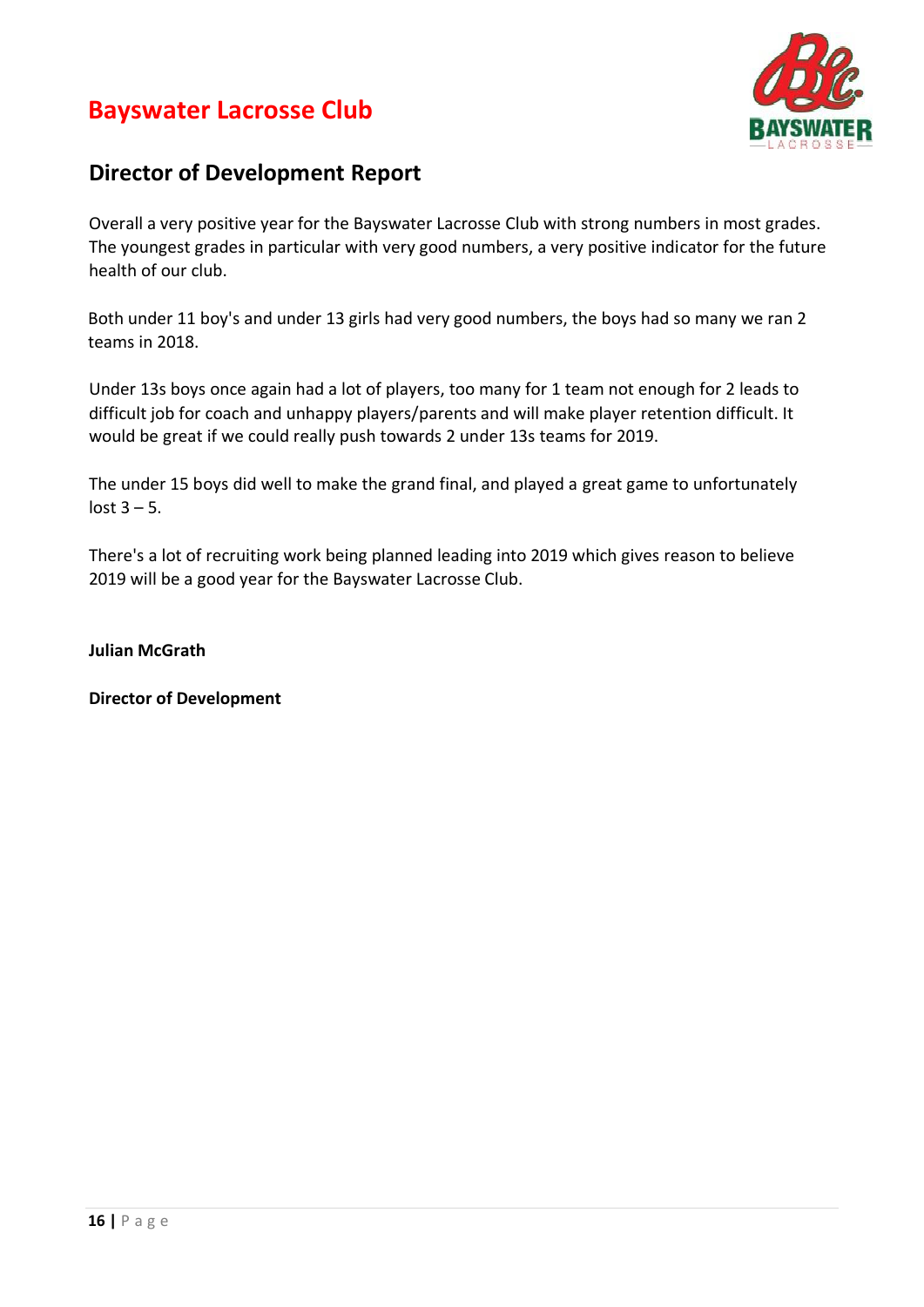# Bayswater Lacrosse Club

## Director of Development Report

Overall a very positive year for the Bayswater Lacrosse Club with strong numbers in most grades. The youngest grades in particular with very good numbers, a very positive indicator for the future health of our club.

Both under 11 boy's and under 13 girls had very good numbers, the boys had so many we ran 2 teams in 2018.

Under 13s boys once again had a lot of players, too many for 1 team not enough for 2 leads to difficult job for coach and unhappy players/parents and will make player retention difficult. It would be great if we could really push towards 2 under 13s teams for 2019.

The under 15 boys did well to make the grand final, and played a great game to unfortunately lost 3 – 5.

There's a lot of recruiting work being planned leading into 2019 which gives reason to believe 2019 will be a good year for the Bayswater Lacrosse Club.

**Julian McGrath**

**Director of Development**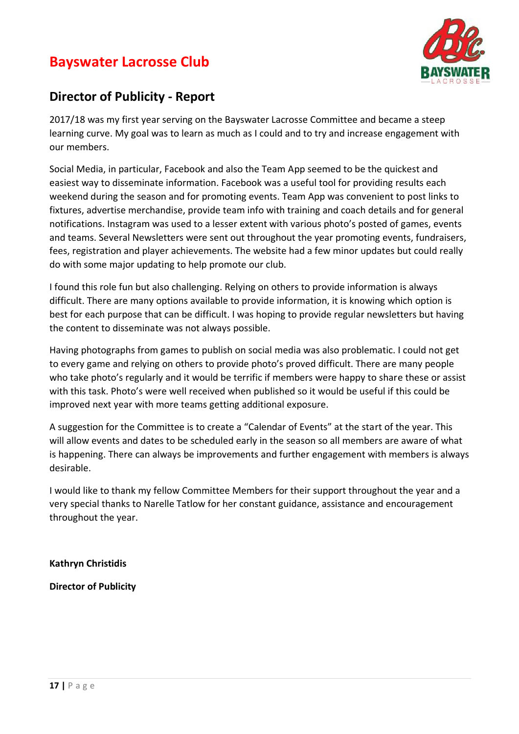# Bayswater Lacrosse Club

## Director of Publicity - Report

2017/18 was my first year serving on the Bayswater Lacrosse Committee and became a steep learning curve. My goal was to learn as much as I could and to try and increase engagement with our members.

Social Media, in particular, Facebook and also the Team App seemed to be the quickest and easiest way to disseminate information. Facebook was a useful tool for providing results each weekend during the season and for promoting events. Team App was convenient to post links to fixtures, advertise merchandise, provide team info with training and coach details and for general notifications. Instagram was used to a lesser extent with various photo's posted of games, events and teams. Several Newsletters were sent out throughout the year promoting events, fundraisers, fees, registration and player achievements. The website had a few minor updates but could really do with some major updating to help promote our club.

I found this role fun but also challenging. Relying on others to provide information is always difficult. There are many options available to provide information, it is knowing which option is best for each purpose that can be difficult. I was hoping to provide regular newsletters but having the content to disseminate was not always possible.

Having photographs from games to publish on social media was also problematic. I could not get to every game and relying on others to provide photo's proved difficult. There are many people who take photo's regularly and it would be terrific if members were happy to share these or assist with this task. Photo's were well received when published so it would be useful if this could be improved next year with more teams getting additional exposure.

A suggestion for the Committee is to create a "Calendar of Events" at the start of the year. This will allow events and dates to be scheduled early in the season so all members are aware of what is happening. There can always be improvements and further engagement with members is always desirable.

I would like to thank my fellow Committee Members for their support throughout the year and a very special thanks to Narelle Tatlow for her constant guidance, assistance and encouragement throughout the year.

**Kathryn Christidis**

**Director of Publicity**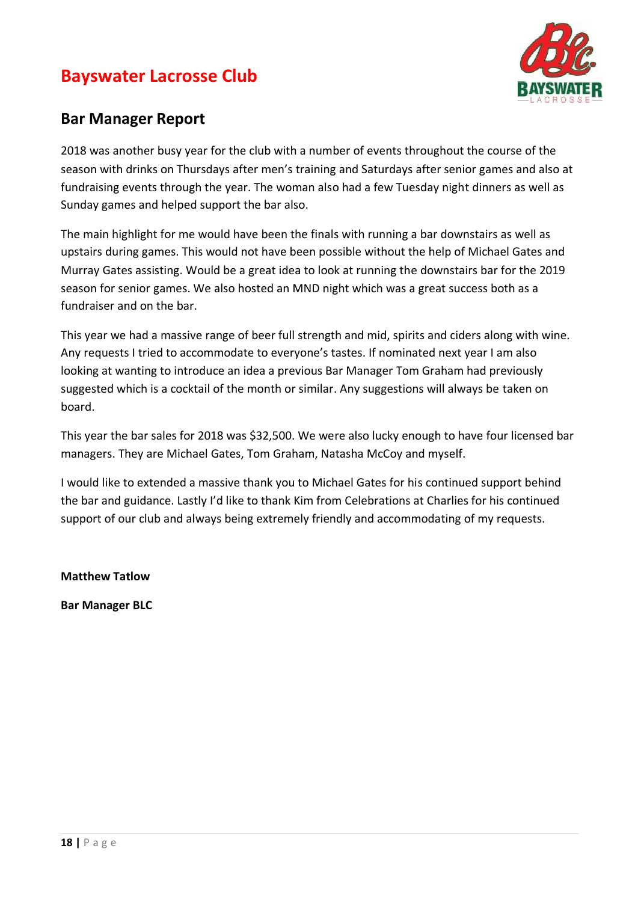# Bayswater Lacrosse Club

## Bar Manager Report

2018 was another busy year for the club with a number of events throughout the course of the season with drinks on Thursdays after men's training and Saturdays after senior games and also at fundraising events through the year. The woman also had a few Tuesday night dinners as well as Sunday games and helped support the bar also.

The main highlight for me would have been the finals with running a bar downstairs as well as upstairs during games. This would not have been possible without the help of Michael Gates and Murray Gates assisting. Would be a great idea to look at running the downstairs bar for the 2019 season for senior games. We also hosted an MND night which was a great success both as a fundraiser and on the bar.

This year we had a massive range of beer full strength and mid, spirits and ciders along with wine. Any requests I tried to accommodate to everyone's tastes. If nominated next year I am also looking at wanting to introduce an idea a previous Bar Manager Tom Graham had previously suggested which is a cocktail of the month or similar. Any suggestions will always be taken on board.

This year the bar sales for 2018 was $32,500. We were also lucky enough to have four licensed bar managers. They are Michael Gates, Tom Graham, Natasha McCoy and myself.

I would like to extended a massive thank you to Michael Gates for his continued support behind the bar and guidance. Lastly I'd like to thank Kim from Celebrations at Charlies for his continued support of our club and always being extremely friendly and accommodating of my requests.

**Matthew Tatlow**

**Bar Manager BLC**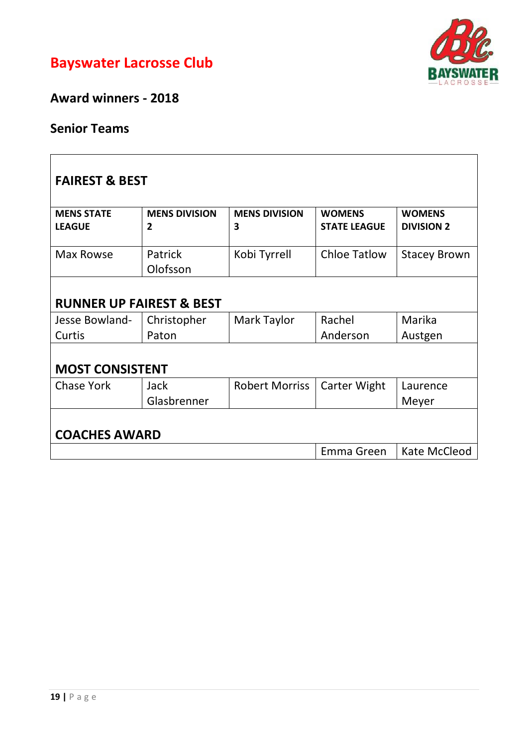# Bayswater Lacrosse Club

## Award winners - 2018

### Senior Teams

| **FAIREST & BEST** | | | | |
|---|---|---|---|---|
| **MENS STATE LEAGUE** | **MENS DIVISION 2** | **MENS DIVISION 3** | **WOMENS STATE LEAGUE** | **WOMENS DIVISION 2** |
| Max Rowse | Patrick Olofsson | Kobi Tyrrell | Chloe Tatlow | Stacey Brown |
| **RUNNER UP FAIREST & BEST** | | | | |
| Jesse Bowland-Curtis | Christopher Paton | Mark Taylor | Rachel Anderson | Marika Austgen |
| **MOST CONSISTENT** | | | | |
| Chase York | Jack Glasbrenner | Robert Morriss | Carter Wight | Laurence Meyer |
| **COACHES AWARD** | | | | |
| | | | Emma Green | Kate McCleod |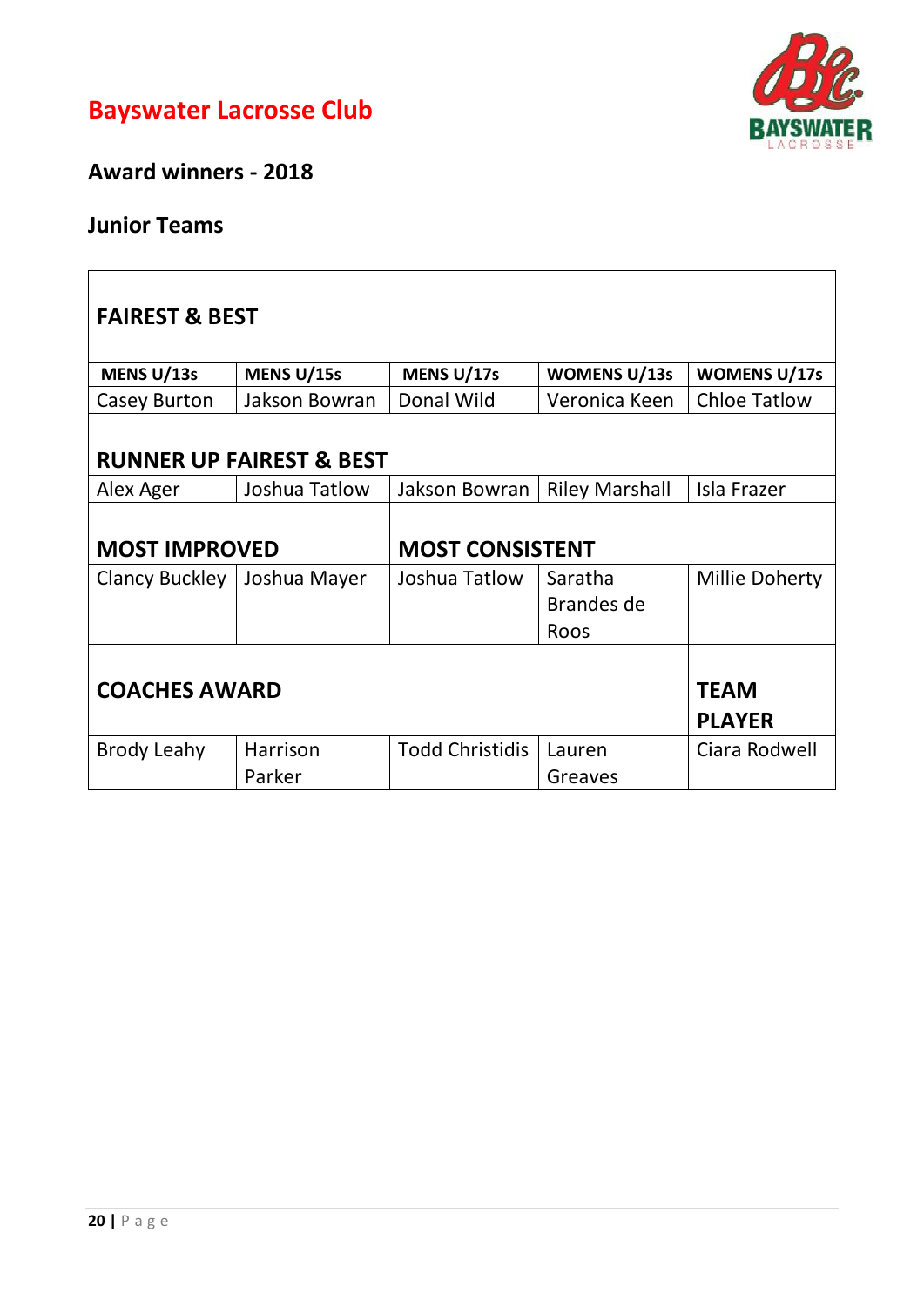## Bayswater Lacrosse Club

### Award winners - 2018

### Junior Teams

| | | | | |
|---|---|---|---|---|
| **FAIREST & BEST** | | | | |
| **MENS U/13s** | **MENS U/15s** | **MENS U/17s** | **WOMENS U/13s** | **WOMENS U/17s** |
| Casey Burton | Jakson Bowran | Donal Wild | Veronica Keen | Chloe Tatlow |
| **RUNNER UP FAIREST & BEST** | | | | |
| Alex Ager | Joshua Tatlow | Jakson Bowran | Riley Marshall | Isla Frazer |
| **MOST IMPROVED** | | **MOST CONSISTENT** | | |
| Clancy Buckley | Joshua Mayer | Joshua Tatlow | Saratha Brandes de Roos | Millie Doherty |
| **COACHES AWARD** | | | | **TEAM PLAYER** |
| Brody Leahy | Harrison Parker | Todd Christidis | Lauren Greaves | Ciara Rodwell |